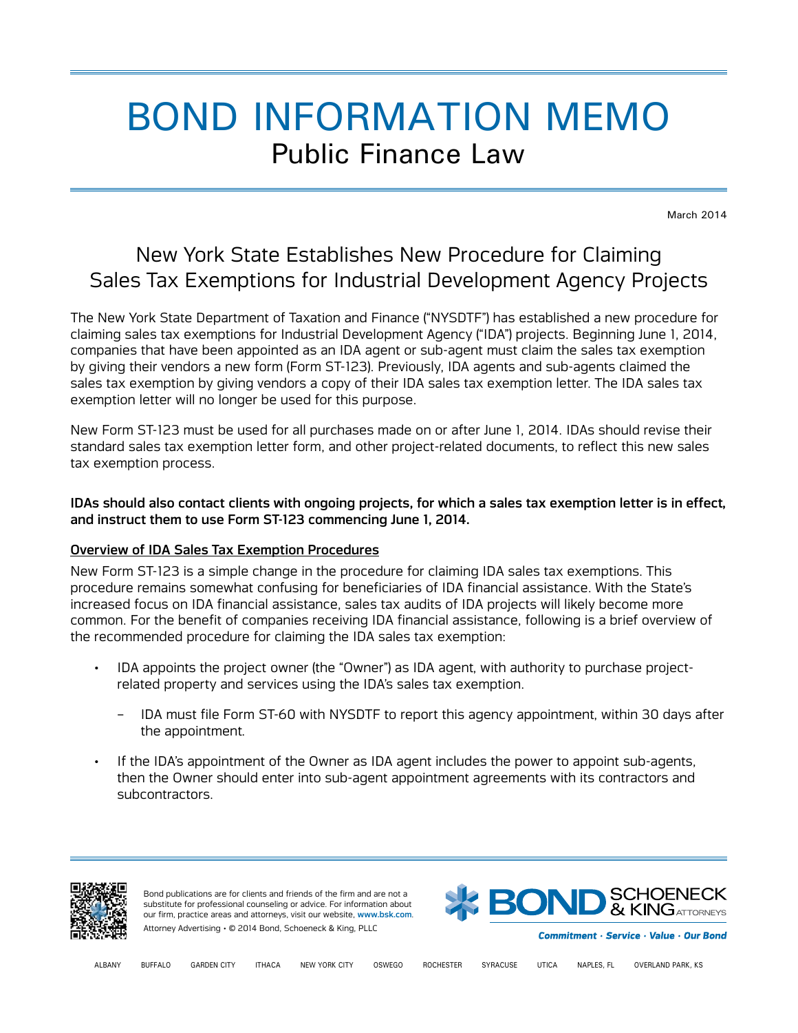# BOND INFORMATION MEMO

## Public Finance Law

March 2014

## New York State Establishes New Procedure for Claiming Sales Tax Exemptions for Industrial Development Agency Projects

The New York State Department of Taxation and Finance ("NYSDTF") has established a new procedure for claiming sales tax exemptions for Industrial Development Agency ("IDA") projects. Beginning June 1, 2014, companies that have been appointed as an IDA agent or sub-agent must claim the sales tax exemption by giving their vendors a new form (Form ST-123). Previously, IDA agents and sub-agents claimed the sales tax exemption by giving vendors a copy of their IDA sales tax exemption letter. The IDA sales tax exemption letter will no longer be used for this purpose.

New Form ST-123 must be used for all purchases made on or after June 1, 2014. IDAs should revise their standard sales tax exemption letter form, and other project-related documents, to reflect this new sales tax exemption process.

**IDAs should also contact clients with ongoing projects, for which a sales tax exemption letter is in effect, and instruct them to use Form ST-123 commencing June 1, 2014.**

### Overview of IDA Sales Tax Exemption Procedures

New Form ST-123 is a simple change in the procedure for claiming IDA sales tax exemptions. This procedure remains somewhat confusing for beneficiaries of IDA financial assistance. With the State's increased focus on IDA financial assistance, sales tax audits of IDA projects will likely become more common. For the benefit of companies receiving IDA financial assistance, following is a brief overview of the recommended procedure for claiming the IDA sales tax exemption:

- IDA appoints the project owner (the "Owner") as IDA agent, with authority to purchase project-related property and services using the IDA's sales tax exemption.
  - IDA must file Form ST-60 with NYSDTF to report this agency appointment, within 30 days after the appointment.
- If the IDA's appointment of the Owner as IDA agent includes the power to appoint sub-agents, then the Owner should enter into sub-agent appointment agreements with its contractors and subcontractors.

Bond publications are for clients and friends of the firm and are not a substitute for professional counseling or advice. For information about our firm, practice areas and attorneys, visit our website, www.bsk.com.
Attorney Advertising • © 2014 Bond, Schoeneck & King, PLLC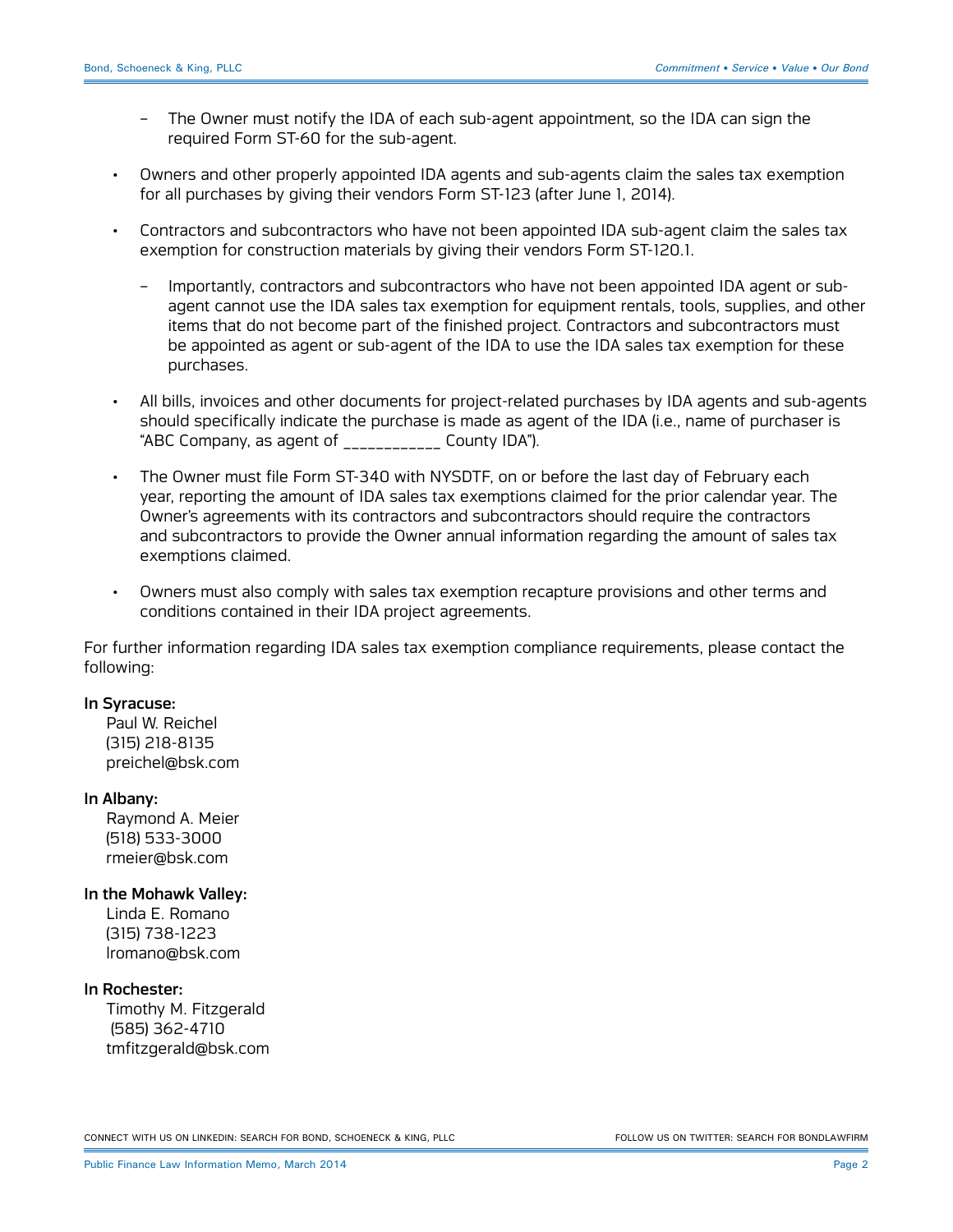- The Owner must notify the IDA of each sub-agent appointment, so the IDA can sign the required Form ST-60 for the sub-agent.

- Owners and other properly appointed IDA agents and sub-agents claim the sales tax exemption for all purchases by giving their vendors Form ST-123 (after June 1, 2014).

- Contractors and subcontractors who have not been appointed IDA sub-agent claim the sales tax exemption for construction materials by giving their vendors Form ST-120.1.

    - Importantly, contractors and subcontractors who have not been appointed IDA agent or sub-agent cannot use the IDA sales tax exemption for equipment rentals, tools, supplies, and other items that do not become part of the finished project. Contractors and subcontractors must be appointed as agent or sub-agent of the IDA to use the IDA sales tax exemption for these purchases.

- All bills, invoices and other documents for project-related purchases by IDA agents and sub-agents should specifically indicate the purchase is made as agent of the IDA (i.e., name of purchaser is "ABC Company, as agent of ___________ County IDA").

- The Owner must file Form ST-340 with NYSDTF, on or before the last day of February each year, reporting the amount of IDA sales tax exemptions claimed for the prior calendar year. The Owner's agreements with its contractors and subcontractors should require the contractors and subcontractors to provide the Owner annual information regarding the amount of sales tax exemptions claimed.

- Owners must also comply with sales tax exemption recapture provisions and other terms and conditions contained in their IDA project agreements.

For further information regarding IDA sales tax exemption compliance requirements, please contact the following:

**In Syracuse:**
Paul W. Reichel
(315) 218-8135
preichel@bsk.com

**In Albany:**
Raymond A. Meier
(518) 533-3000
rmeier@bsk.com

**In the Mohawk Valley:**
Linda E. Romano
(315) 738-1223
lromano@bsk.com

**In Rochester:**
Timothy M. Fitzgerald
(585) 362-4710
tmfitzgerald@bsk.com

CONNECT WITH US ON LINKEDIN: SEARCH FOR BOND, SCHOENECK & KING, PLLC

FOLLOW US ON TWITTER: SEARCH FOR BONDLAWFIRM